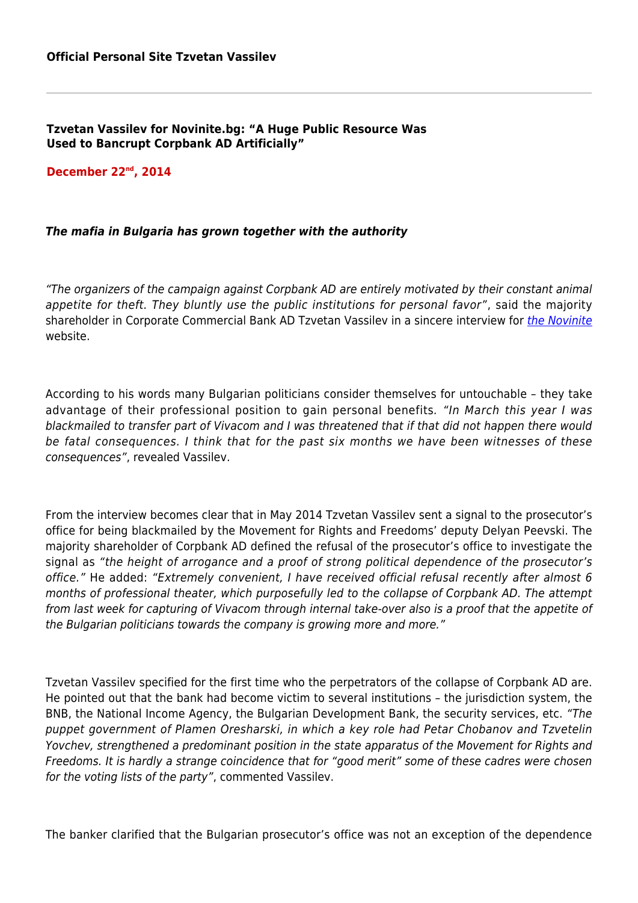**Official Personal Site Tzvetan Vassilev**

---

## Tzvetan Vassilev for Novinite.bg: "A Huge Public Resource Was Used to Bancrupt Corpbank AD Artificially"

**December 22nd, 2014**

***The mafia in Bulgaria has grown together with the authority***

*"The organizers of the campaign against Corpbank AD are entirely motivated by their constant animal appetite for theft. They bluntly use the public institutions for personal favor"*, said the majority shareholder in Corporate Commercial Bank AD Tzvetan Vassilev in a sincere interview for *the Novinite* website.

According to his words many Bulgarian politicians consider themselves for untouchable – they take advantage of their professional position to gain personal benefits. *"In March this year I was blackmailed to transfer part of Vivacom and I was threatened that if that did not happen there would be fatal consequences. I think that for the past six months we have been witnesses of these consequences"*, revealed Vassilev.

From the interview becomes clear that in May 2014 Tzvetan Vassilev sent a signal to the prosecutor's office for being blackmailed by the Movement for Rights and Freedoms' deputy Delyan Peevski. The majority shareholder of Corpbank AD defined the refusal of the prosecutor's office to investigate the signal as *"the height of arrogance and a proof of strong political dependence of the prosecutor's office."* He added: *"Extremely convenient, I have received official refusal recently after almost 6 months of professional theater, which purposefully led to the collapse of Corpbank AD. The attempt from last week for capturing of Vivacom through internal take-over also is a proof that the appetite of the Bulgarian politicians towards the company is growing more and more."*

Tzvetan Vassilev specified for the first time who the perpetrators of the collapse of Corpbank AD are. He pointed out that the bank had become victim to several institutions – the jurisdiction system, the BNB, the National Income Agency, the Bulgarian Development Bank, the security services, etc. *"The puppet government of Plamen Oresharski, in which a key role had Petar Chobanov and Tzvetelin Yovchev, strengthened a predominant position in the state apparatus of the Movement for Rights and Freedoms. It is hardly a strange coincidence that for "good merit" some of these cadres were chosen for the voting lists of the party"*, commented Vassilev.

The banker clarified that the Bulgarian prosecutor's office was not an exception of the dependence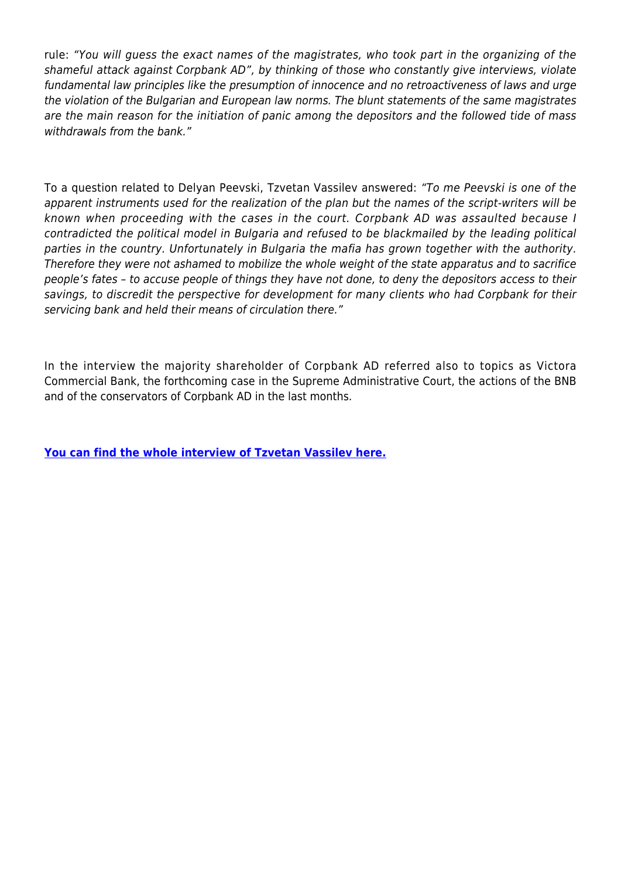rule: *"You will guess the exact names of the magistrates, who took part in the organizing of the shameful attack against Corpbank AD", by thinking of those who constantly give interviews, violate fundamental law principles like the presumption of innocence and no retroactiveness of laws and urge the violation of the Bulgarian and European law norms. The blunt statements of the same magistrates are the main reason for the initiation of panic among the depositors and the followed tide of mass withdrawals from the bank."*

To a question related to Delyan Peevski, Tzvetan Vassilev answered: *"To me Peevski is one of the apparent instruments used for the realization of the plan but the names of the script-writers will be known when proceeding with the cases in the court. Corpbank AD was assaulted because I contradicted the political model in Bulgaria and refused to be blackmailed by the leading political parties in the country. Unfortunately in Bulgaria the mafia has grown together with the authority. Therefore they were not ashamed to mobilize the whole weight of the state apparatus and to sacrifice people's fates – to accuse people of things they have not done, to deny the depositors access to their savings, to discredit the perspective for development for many clients who had Corpbank for their servicing bank and held their means of circulation there."*

In the interview the majority shareholder of Corpbank AD referred also to topics as Victora Commercial Bank, the forthcoming case in the Supreme Administrative Court, the actions of the BNB and of the conservators of Corpbank AD in the last months.

**You can find the whole interview of Tzvetan Vassilev here.**